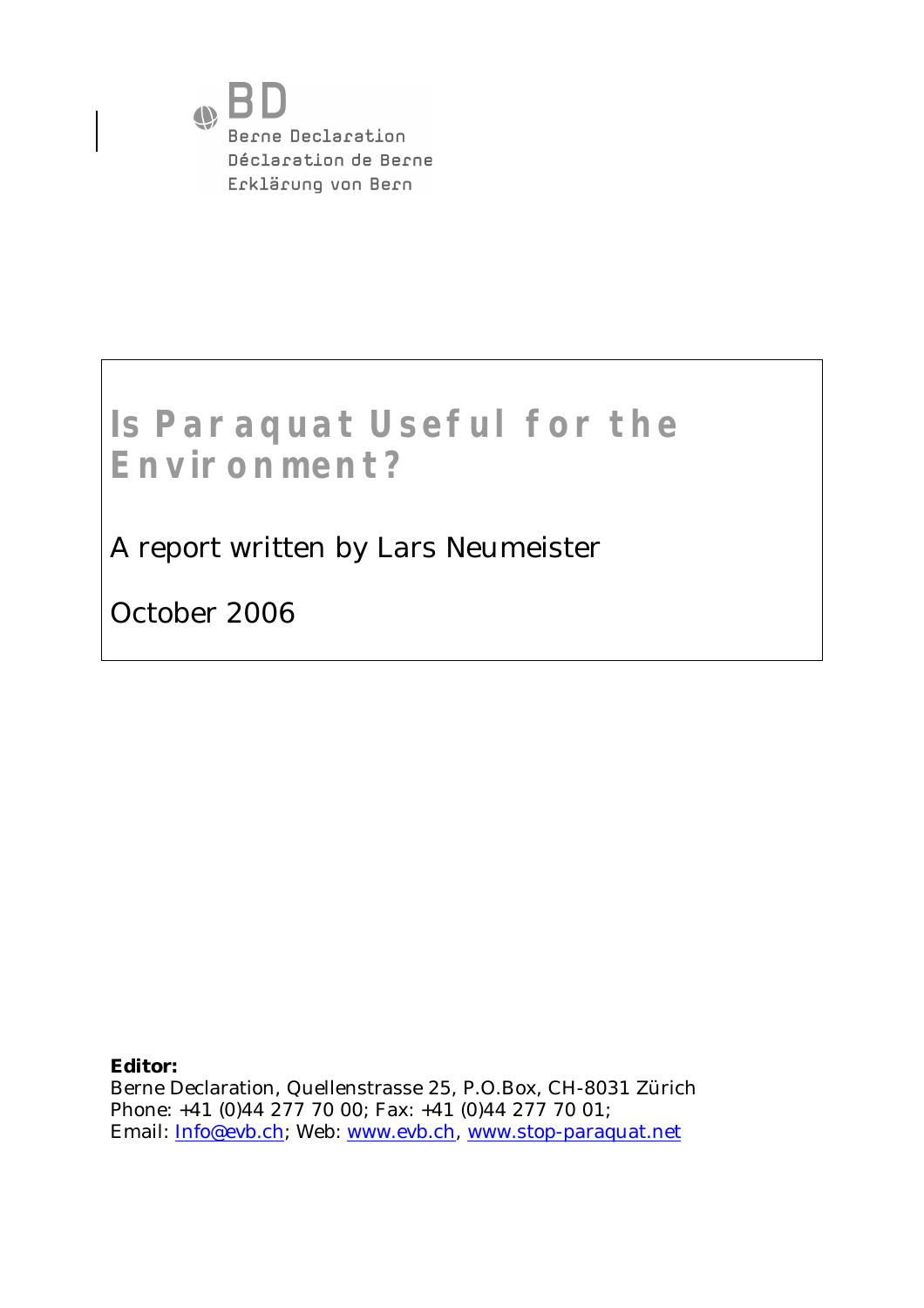BD

Berne Declaration
Déclaration de Berne
Erklärung von Bern

# Is Paraquat Useful for the Environment?

A report written by Lars Neumeister

October 2006

**Editor:**
Berne Declaration, Quellenstrasse 25, P.O.Box, CH-8031 Zürich
Phone: +41 (0)44 277 70 00; Fax: +41 (0)44 277 70 01;
Email: Info@evb.ch; Web: www.evb.ch, www.stop-paraquat.net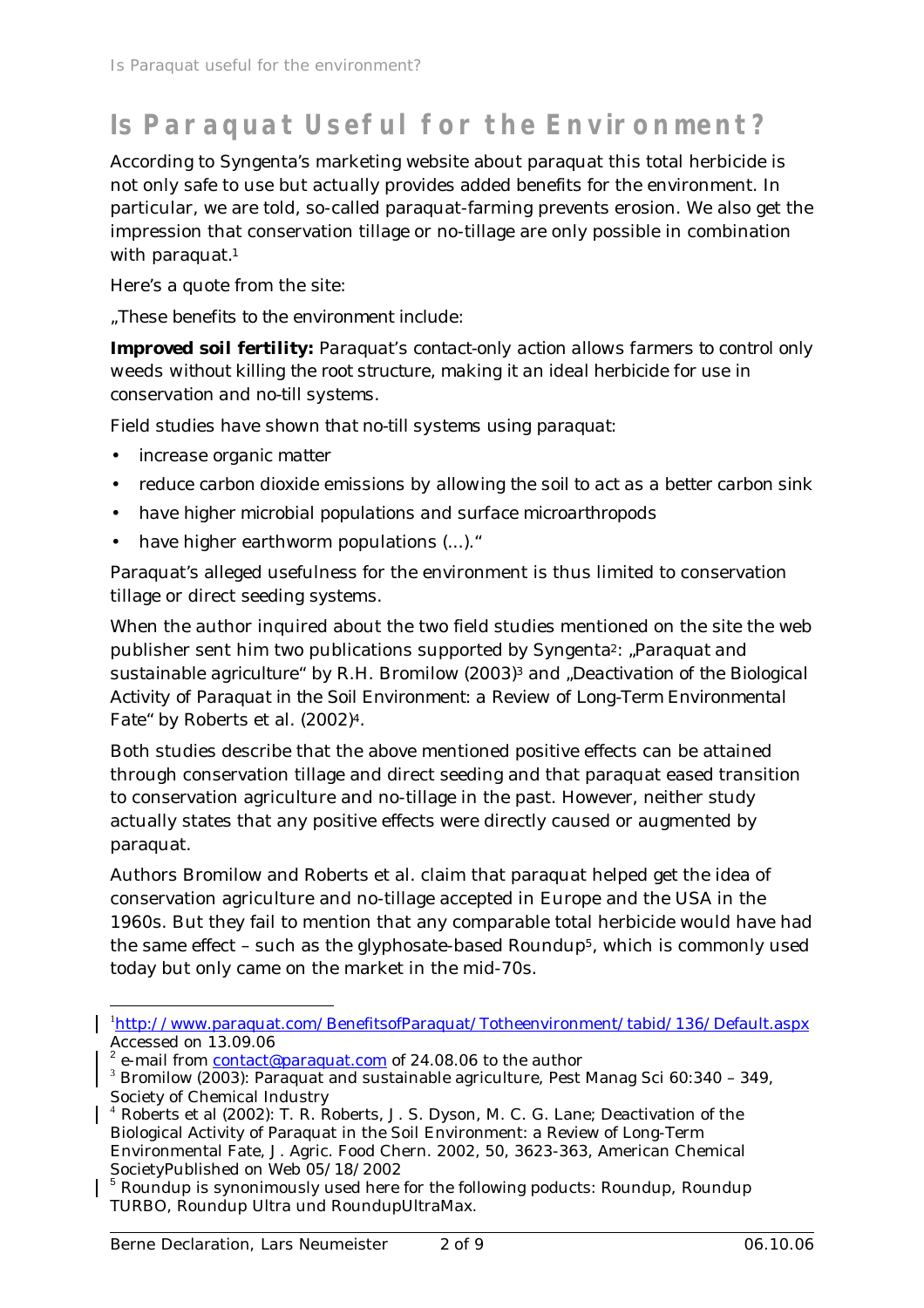# Is Paraquat Useful for the Environment?

According to Syngenta's marketing website about paraquat this total herbicide is not only safe to use but actually provides added benefits for the environment. In particular, we are told, so-called paraquat-farming prevents erosion. We also get the impression that conservation tillage or no-tillage are only possible in combination with paraquat.[1]

Here's a quote from the site:

„These benefits to the environment include:

**Improved soil fertility:** Paraquat's contact-only action allows farmers to control only weeds without killing the root structure, making it an ideal herbicide for use in conservation and no-till systems.

Field studies have shown that no-till systems using paraquat:

- increase organic matter
- reduce carbon dioxide emissions by allowing the soil to act as a better carbon sink
- have higher microbial populations and surface microarthropods
- have higher earthworm populations (...)."

Paraquat's alleged usefulness for the environment is thus limited to conservation tillage or direct seeding systems.

When the author inquired about the two field studies mentioned on the site the web publisher sent him two publications supported by Syngenta[2]: „Paraquat and sustainable agriculture" by R.H. Bromilow (2003)[3] and „Deactivation of the Biological Activity of Paraquat in the Soil Environment: a Review of Long-Term Environmental Fate" by Roberts et al. (2002)[4].

Both studies describe that the above mentioned positive effects can be attained through conservation tillage and direct seeding and that paraquat eased transition to conservation agriculture and no-tillage in the past. However, neither study actually states that any positive effects were directly caused or augmented by paraquat.

Authors Bromilow and Roberts et al. claim that paraquat helped get the idea of conservation agriculture and no-tillage accepted in Europe and the USA in the 1960s. But they fail to mention that any comparable total herbicide would have had the same effect – such as the glyphosate-based Roundup[5], which is commonly used today but only came on the market in the mid-70s.

---

[1] http://www.paraquat.com/BenefitsofParaquat/Totheenvironment/tabid/136/Default.aspx Accessed on 13.09.06

[2] e-mail from contact@paraquat.com of 24.08.06 to the author

[3] Bromilow (2003): Paraquat and sustainable agriculture, Pest Manag Sci 60:340 – 349, Society of Chemical Industry

[4] Roberts et al (2002): T. R. Roberts, J. S. Dyson, M. C. G. Lane; Deactivation of the Biological Activity of Paraquat in the Soil Environment: a Review of Long-Term Environmental Fate, J. Agric. Food Chern. 2002, 50, 3623-363, American Chemical SocietyPublished on Web 05/18/2002

[5] Roundup is synonimously used here for the following poducts: Roundup, Roundup TURBO, Roundup Ultra und RoundupUltraMax.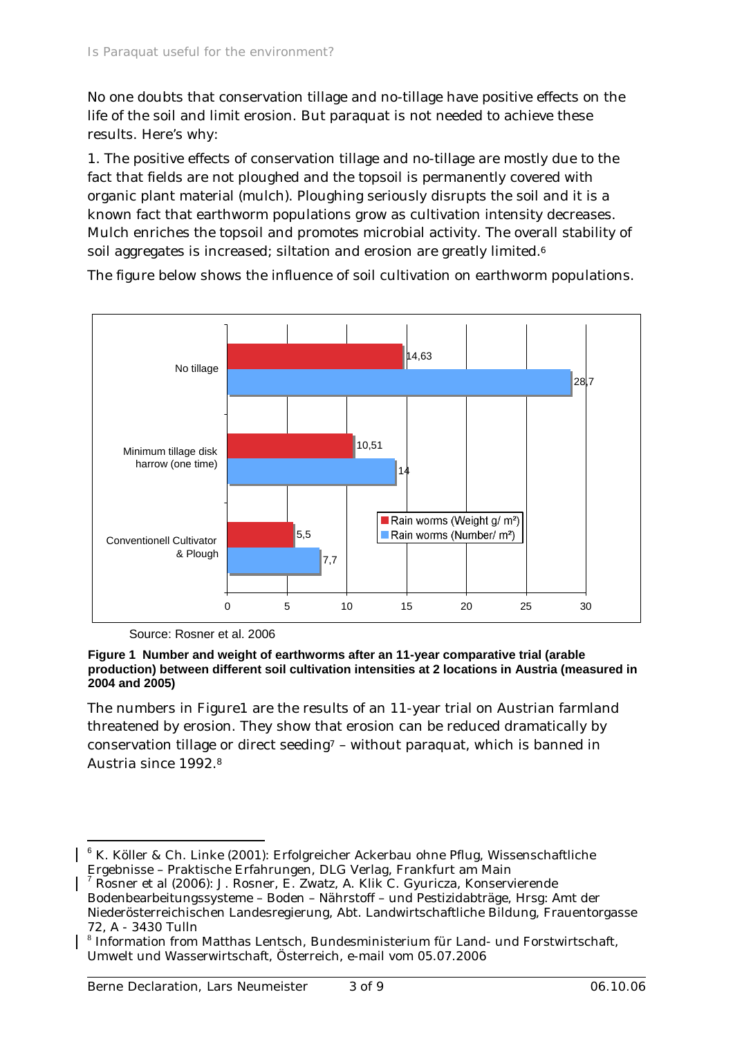No one doubts that conservation tillage and no-tillage have positive effects on the life of the soil and limit erosion. But paraquat is not needed to achieve these results. Here's why:

1. The positive effects of conservation tillage and no-tillage are mostly due to the fact that fields are not ploughed and the topsoil is permanently covered with organic plant material (mulch). Ploughing seriously disrupts the soil and it is a known fact that earthworm populations grow as cultivation intensity decreases. Mulch enriches the topsoil and promotes microbial activity. The overall stability of soil aggregates is increased; siltation and erosion are greatly limited.[6]

The figure below shows the influence of soil cultivation on earthworm populations.

| | Rain worms (Weight g/ m²) | Rain worms (Number/ m²) |
|---|---|---|
| No tillage | 14,63 | 28,7 |
| Minimum tillage disk harrow (one time) | 10,51 | 14 |
| Conventionell Cultivator & Plough | 5,5 | 7,7 |

Source: Rosner et al. 2006

**Figure 1 Number and weight of earthworms after an 11-year comparative trial (arable production) between different soil cultivation intensities at 2 locations in Austria (measured in 2004 and 2005)**

The numbers in Figure1 are the results of an 11-year trial on Austrian farmland threatened by erosion. They show that erosion can be reduced dramatically by conservation tillage or direct seeding[7] – without paraquat, which is banned in Austria since 1992.[8]

---

[6] K. Köller & Ch. Linke (2001): Erfolgreicher Ackerbau ohne Pflug, Wissenschaftliche Ergebnisse – Praktische Erfahrungen, DLG Verlag, Frankfurt am Main

[7] Rosner et al (2006): J. Rosner, E. Zwatz, A. Klik C. Gyuricza, Konservierende Bodenbearbeitungssysteme – Boden – Nährstoff – und Pestizidabträge, Hrsg: Amt der Niederösterreichischen Landesregierung, Abt. Landwirtschaftliche Bildung, Frauentorgasse 72, A - 3430 Tulln

[8] Information from Matthas Lentsch, Bundesministerium für Land- und Forstwirtschaft, Umwelt und Wasserwirtschaft, Österreich, e-mail vom 05.07.2006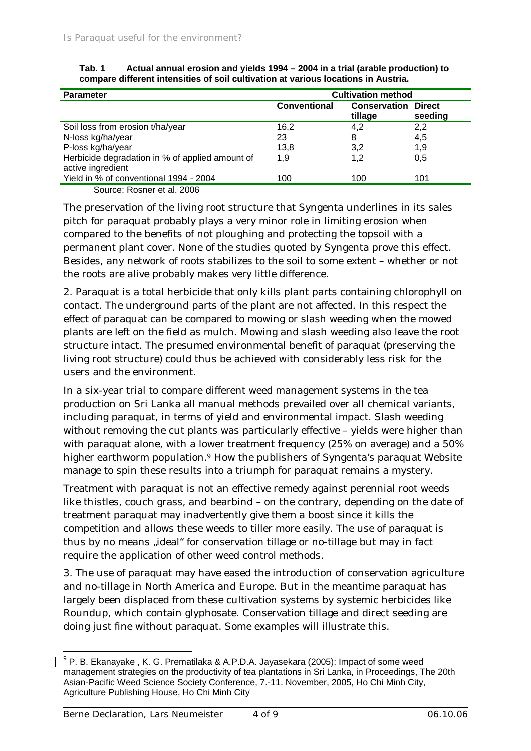**Tab. 1 Actual annual erosion and yields 1994 – 2004 in a trial (arable production) to compare different intensities of soil cultivation at various locations in Austria.**

| Parameter | Cultivation method | | |
|---|---|---|---|
| | **Conventional** | **Conservation tillage** | **Direct seeding** |
| Soil loss from erosion t/ha/year | 16,2 | 4,2 | 2,2 |
| N-loss kg/ha/year | 23 | 8 | 4,5 |
| P-loss kg/ha/year | 13,8 | 3,2 | 1,9 |
| Herbicide degradation in % of applied amount of active ingredient | 1,9 | 1,2 | 0,5 |
| Yield in % of conventional 1994 - 2004 | 100 | 100 | 101 |

Source: Rosner et al. 2006

The preservation of the living root structure that Syngenta underlines in its sales pitch for paraquat probably plays a very minor role in limiting erosion when compared to the benefits of not ploughing and protecting the topsoil with a permanent plant cover. None of the studies quoted by Syngenta prove this effect. Besides, any network of roots stabilizes to the soil to some extent – whether or not the roots are alive probably makes very little difference.

2. Paraquat is a total herbicide that only kills plant parts containing chlorophyll on contact. The underground parts of the plant are not affected. In this respect the effect of paraquat can be compared to mowing or slash weeding when the mowed plants are left on the field as mulch. Mowing and slash weeding also leave the root structure intact. The presumed environmental benefit of paraquat (preserving the living root structure) could thus be achieved with considerably less risk for the users and the environment.

In a six-year trial to compare different weed management systems in the tea production on Sri Lanka all manual methods prevailed over all chemical variants, including paraquat, in terms of yield and environmental impact. Slash weeding without removing the cut plants was particularly effective – yields were higher than with paraquat alone, with a lower treatment frequency (25% on average) and a 50% higher earthworm population.[9] How the publishers of Syngenta's paraquat Website manage to spin these results into a triumph for paraquat remains a mystery.

Treatment with paraquat is not an effective remedy against perennial root weeds like thistles, couch grass, and bearbind – on the contrary, depending on the date of treatment paraquat may inadvertently give them a boost since it kills the competition and allows these weeds to tiller more easily. The use of paraquat is thus by no means „ideal" for conservation tillage or no-tillage but may in fact require the application of other weed control methods.

3. The use of paraquat may have eased the introduction of conservation agriculture and no-tillage in North America and Europe. But in the meantime paraquat has largely been displaced from these cultivation systems by systemic herbicides like Roundup, which contain glyphosate. Conservation tillage and direct seeding are doing just fine without paraquat. Some examples will illustrate this.

[9] P. B. Ekanayake , K. G. Prematilaka & A.P.D.A. Jayasekara (2005): Impact of some weed management strategies on the productivity of tea plantations in Sri Lanka, in Proceedings, The 20th Asian-Pacific Weed Science Society Conference, 7.-11. November, 2005, Ho Chi Minh City, Agriculture Publishing House, Ho Chi Minh City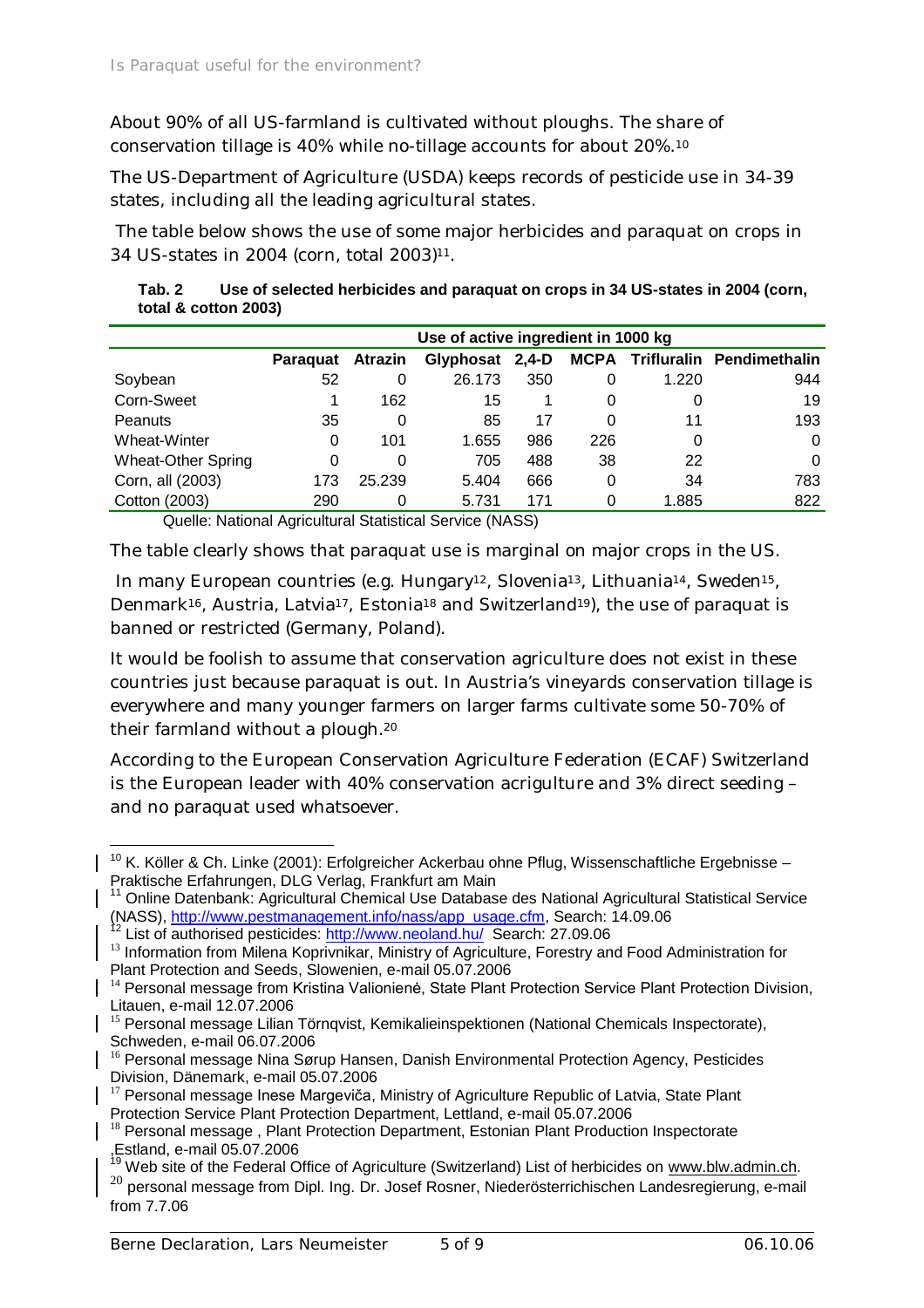About 90% of all US-farmland is cultivated without ploughs. The share of conservation tillage is 40% while no-tillage accounts for about 20%.[10]

The US-Department of Agriculture (USDA) keeps records of pesticide use in 34-39 states, including all the leading agricultural states.

The table below shows the use of some major herbicides and paraquat on crops in 34 US-states in 2004 (corn, total 2003)[11].

**Tab. 2 Use of selected herbicides and paraquat on crops in 34 US-states in 2004 (corn, total & cotton 2003)**

| | Use of active ingredient in 1000 kg | | | | | | |
|---|---|---|---|---|---|---|---|
| | **Paraquat** | **Atrazin** | **Glyphosat** | **2,4-D** | **MCPA** | **Trifluralin** | **Pendimethalin** |
| Soybean | 52 | 0 | 26.173 | 350 | 0 | 1.220 | 944 |
| Corn-Sweet | 1 | 162 | 15 | 1 | 0 | 0 | 19 |
| Peanuts | 35 | 0 | 85 | 17 | 0 | 11 | 193 |
| Wheat-Winter | 0 | 101 | 1.655 | 986 | 226 | 0 | 0 |
| Wheat-Other Spring | 0 | 0 | 705 | 488 | 38 | 22 | 0 |
| Corn, all (2003) | 173 | 25.239 | 5.404 | 666 | 0 | 34 | 783 |
| Cotton (2003) | 290 | 0 | 5.731 | 171 | 0 | 1.885 | 822 |

Quelle: National Agricultural Statistical Service (NASS)

The table clearly shows that paraquat use is marginal on major crops in the US.

In many European countries (e.g. Hungary[12], Slovenia[13], Lithuania[14], Sweden[15], Denmark[16], Austria, Latvia[17], Estonia[18] and Switzerland[19]), the use of paraquat is banned or restricted (Germany, Poland).

It would be foolish to assume that conservation agriculture does not exist in these countries just because paraquat is out. In Austria's vineyards conservation tillage is everywhere and many younger farmers on larger farms cultivate some 50-70% of their farmland without a plough.[20]

According to the European Conservation Agriculture Federation (ECAF) Switzerland is the European leader with 40% conservation acrigulture and 3% direct seeding – and no paraquat used whatsoever.

---

[10] K. Köller & Ch. Linke (2001): Erfolgreicher Ackerbau ohne Pflug, Wissenschaftliche Ergebnisse – Praktische Erfahrungen, DLG Verlag, Frankfurt am Main

[11] Online Datenbank: Agricultural Chemical Use Database des National Agricultural Statistical Service (NASS), http://www.pestmanagement.info/nass/app_usage.cfm, Search: 14.09.06

[12] List of authorised pesticides: http://www.neoland.hu/ Search: 27.09.06

[13] Information from Milena Koprivnikar, Ministry of Agriculture, Forestry and Food Administration for Plant Protection and Seeds, Slowenien, e-mail 05.07.2006

[14] Personal message from Kristina Valionienė, State Plant Protection Service Plant Protection Division, Litauen, e-mail 12.07.2006

[15] Personal message Lilian Törnqvist, Kemikalieinspektionen (National Chemicals Inspectorate), Schweden, e-mail 06.07.2006

[16] Personal message Nina Sørup Hansen, Danish Environmental Protection Agency, Pesticides Division, Dänemark, e-mail 05.07.2006

[17] Personal message Inese Margeviča, Ministry of Agriculture Republic of Latvia, State Plant Protection Service Plant Protection Department, Lettland, e-mail 05.07.2006

[18] Personal message , Plant Protection Department, Estonian Plant Production Inspectorate ,Estland, e-mail 05.07.2006

[19] Web site of the Federal Office of Agriculture (Switzerland) List of herbicides on www.blw.admin.ch.

[20] personal message from Dipl. Ing. Dr. Josef Rosner, Niederösterrichischen Landesregierung, e-mail from 7.7.06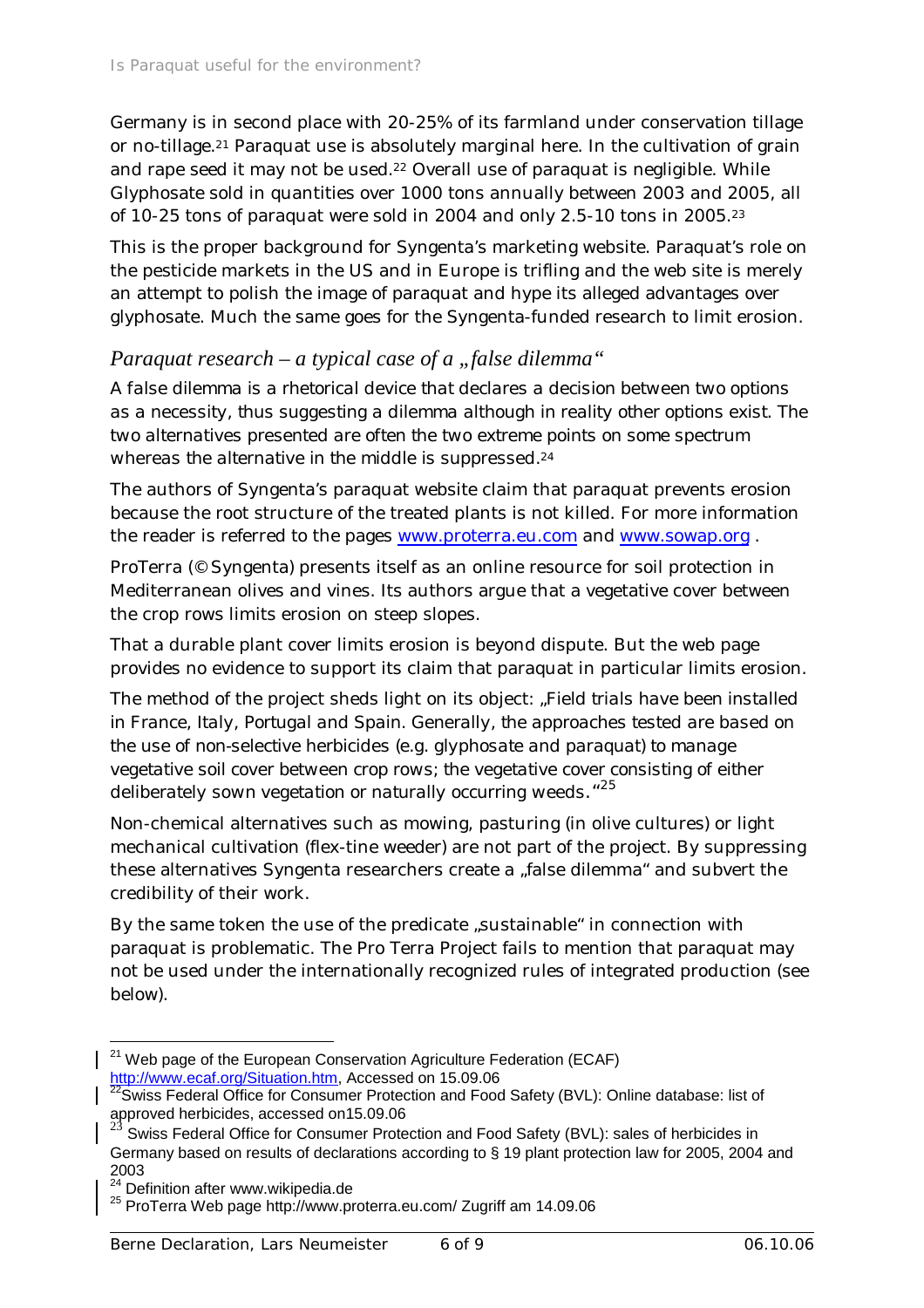Germany is in second place with 20-25% of its farmland under conservation tillage or no-tillage.[21] Paraquat use is absolutely marginal here. In the cultivation of grain and rape seed it may not be used.[22] Overall use of paraquat is negligible. While Glyphosate sold in quantities over 1000 tons annually between 2003 and 2005, all of 10-25 tons of paraquat were sold in 2004 and only 2.5-10 tons in 2005.[23]

This is the proper background for Syngenta's marketing website. Paraquat's role on the pesticide markets in the US and in Europe is trifling and the web site is merely an attempt to polish the image of paraquat and hype its alleged advantages over glyphosate. Much the same goes for the Syngenta-funded research to limit erosion.

## *Paraquat research – a typical case of a „false dilemma"*

A false dilemma is a rhetorical device that declares a decision between two options as a necessity, thus suggesting a dilemma although in reality other options exist. The two alternatives presented are often the two extreme points on some spectrum whereas the alternative in the middle is suppressed.[24]

The authors of Syngenta's paraquat website claim that paraquat prevents erosion because the root structure of the treated plants is not killed. For more information the reader is referred to the pages www.proterra.eu.com and www.sowap.org .

ProTerra (© Syngenta) presents itself as an online resource for soil protection in Mediterranean olives and vines. Its authors argue that a vegetative cover between the crop rows limits erosion on steep slopes.

That a durable plant cover limits erosion is beyond dispute. But the web page provides no evidence to support its claim that paraquat in particular limits erosion.

The method of the project sheds light on its object: *„Field trials have been installed in France, Italy, Portugal and Spain. Generally, the approaches tested are based on the use of non-selective herbicides (e.g. glyphosate and paraquat) to manage vegetative soil cover between crop rows; the vegetative cover consisting of either deliberately sown vegetation or naturally occurring weeds."*[25]

Non-chemical alternatives such as mowing, pasturing (in olive cultures) or light mechanical cultivation (flex-tine weeder) are not part of the project. By suppressing these alternatives Syngenta researchers create a „false dilemma" and subvert the credibility of their work.

By the same token the use of the predicate „sustainable" in connection with paraquat is problematic. The Pro Terra Project fails to mention that paraquat may not be used under the internationally recognized rules of integrated production (see below).

---

[21] Web page of the European Conservation Agriculture Federation (ECAF) http://www.ecaf.org/Situation.htm, Accessed on 15.09.06

[22] Swiss Federal Office for Consumer Protection and Food Safety (BVL): Online database: list of approved herbicides, accessed on15.09.06

[23] Swiss Federal Office for Consumer Protection and Food Safety (BVL): sales of herbicides in Germany based on results of declarations according to § 19 plant protection law for 2005, 2004 and 2003

[24] Definition after www.wikipedia.de

[25] ProTerra Web page http://www.proterra.eu.com/ Zugriff am 14.09.06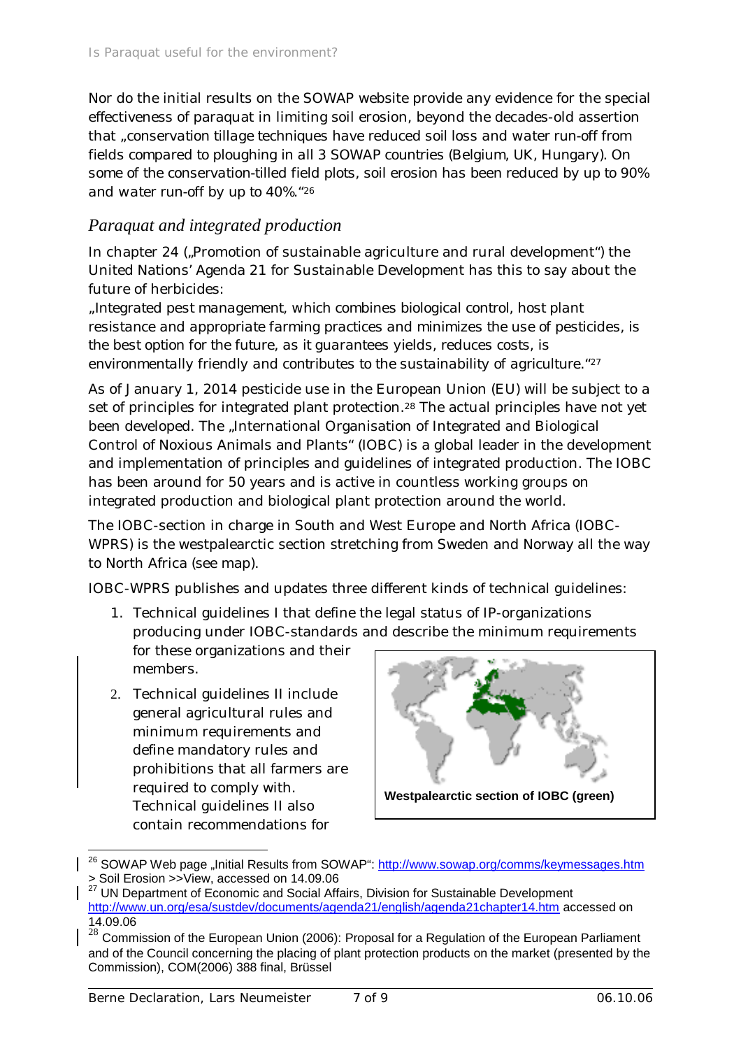Nor do the initial results on the SOWAP website provide any evidence for the special effectiveness of paraquat in limiting soil erosion, beyond the decades-old assertion that „conservation tillage techniques have reduced soil loss and water run-off from fields compared to ploughing in all 3 SOWAP countries (Belgium, UK, Hungary). On some of the conservation-tilled field plots, soil erosion has been reduced by up to 90% and water run-off by up to 40%."[26]

## *Paraquat and integrated production*

In chapter 24 („Promotion of sustainable agriculture and rural development") the United Nations' Agenda 21 for Sustainable Development has this to say about the future of herbicides:
„Integrated pest management, which combines biological control, host plant resistance and appropriate farming practices and minimizes the use of pesticides, is the best option for the future, as it guarantees yields, reduces costs, is environmentally friendly and contributes to the sustainability of agriculture."[27]

As of January 1, 2014 pesticide use in the European Union (EU) will be subject to a set of principles for integrated plant protection.[28] The actual principles have not yet been developed. The „International Organisation of Integrated and Biological Control of Noxious Animals and Plants" (IOBC) is a global leader in the development and implementation of principles and guidelines of integrated production. The IOBC has been around for 50 years and is active in countless working groups on integrated production and biological plant protection around the world.

The IOBC-section in charge in South and West Europe and North Africa (IOBC-WPRS) is the westpalearctic section stretching from Sweden and Norway all the way to North Africa (see map).

IOBC-WPRS publishes and updates three different kinds of technical guidelines:

1. Technical guidelines I that define the legal status of IP-organizations producing under IOBC-standards and describe the minimum requirements for these organizations and their members.
2. Technical guidelines II include general agricultural rules and minimum requirements and define mandatory rules and prohibitions that all farmers are required to comply with. Technical guidelines II also contain recommendations for

**Westpalearctic section of IOBC (green)**

[26] SOWAP Web page „Initial Results from SOWAP": http://www.sowap.org/comms/keymessages.htm > Soil Erosion >>View, accessed on 14.09.06

[27] UN Department of Economic and Social Affairs, Division for Sustainable Development http://www.un.org/esa/sustdev/documents/agenda21/english/agenda21chapter14.htm accessed on 14.09.06

[28] Commission of the European Union (2006): Proposal for a Regulation of the European Parliament and of the Council concerning the placing of plant protection products on the market (presented by the Commission), COM(2006) 388 final, Brüssel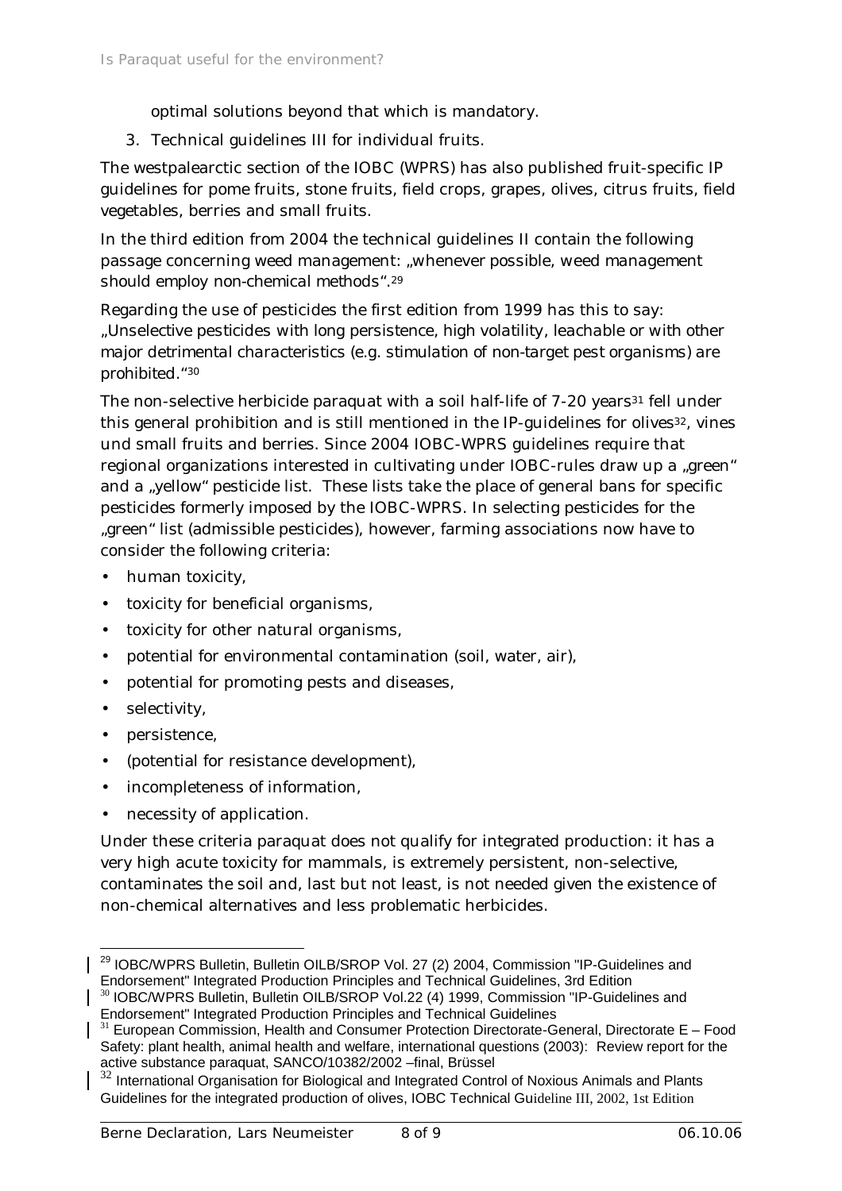optimal solutions beyond that which is mandatory.

3. Technical guidelines III for individual fruits.

The westpalearctic section of the IOBC (WPRS) has also published fruit-specific IP guidelines for pome fruits, stone fruits, field crops, grapes, olives, citrus fruits, field vegetables, berries and small fruits.

In the third edition from 2004 the technical guidelines II contain the following passage concerning weed management: „whenever possible, weed management should employ non-chemical methods“.[29]

Regarding the use of pesticides the first edition from 1999 has this to say: „Unselective pesticides with long persistence, high volatility, leachable or with other major detrimental characteristics (e.g. stimulation of non-target pest organisms) are prohibited.“[30]

The non-selective herbicide paraquat with a soil half-life of 7-20 years[31] fell under this general prohibition and is still mentioned in the IP-guidelines for olives[32], vines und small fruits and berries. Since 2004 IOBC-WPRS guidelines require that regional organizations interested in cultivating under IOBC-rules draw up a „green“ and a „yellow“ pesticide list. These lists take the place of general bans for specific pesticides formerly imposed by the IOBC-WPRS. In selecting pesticides for the „green“ list (admissible pesticides), however, farming associations now have to consider the following criteria:

- human toxicity,
- toxicity for beneficial organisms,
- toxicity for other natural organisms,
- potential for environmental contamination (soil, water, air),
- potential for promoting pests and diseases,
- selectivity,
- persistence,
- (potential for resistance development),
- incompleteness of information,
- necessity of application.

Under these criteria paraquat does not qualify for integrated production: it has a very high acute toxicity for mammals, is extremely persistent, non-selective, contaminates the soil and, last but not least, is not needed given the existence of non-chemical alternatives and less problematic herbicides.

---

[29] IOBC/WPRS Bulletin, Bulletin OILB/SROP Vol. 27 (2) 2004, Commission "IP-Guidelines and Endorsement" Integrated Production Principles and Technical Guidelines, 3rd Edition

[30] IOBC/WPRS Bulletin, Bulletin OILB/SROP Vol.22 (4) 1999, Commission "IP-Guidelines and Endorsement" Integrated Production Principles and Technical Guidelines

[31] European Commission, Health and Consumer Protection Directorate-General, Directorate E – Food Safety: plant health, animal health and welfare, international questions (2003): Review report for the active substance paraquat, SANCO/10382/2002 –final, Brüssel

[32] International Organisation for Biological and Integrated Control of Noxious Animals and Plants Guidelines for the integrated production of olives, IOBC Technical Guideline III, 2002, 1st Edition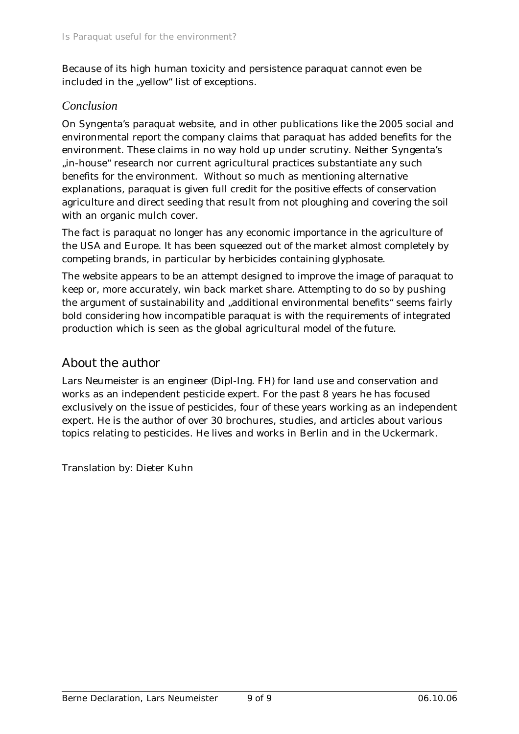Because of its high human toxicity and persistence paraquat cannot even be included in the „yellow" list of exceptions.

### Conclusion

On Syngenta's paraquat website, and in other publications like the 2005 social and environmental report the company claims that paraquat has added benefits for the environment. These claims in no way hold up under scrutiny. Neither Syngenta's „in-house" research nor current agricultural practices substantiate any such benefits for the environment. Without so much as mentioning alternative explanations, paraquat is given full credit for the positive effects of conservation agriculture and direct seeding that result from not ploughing and covering the soil with an organic mulch cover.

The fact is paraquat no longer has any economic importance in the agriculture of the USA and Europe. It has been squeezed out of the market almost completely by competing brands, in particular by herbicides containing glyphosate.

The website appears to be an attempt designed to improve the image of paraquat to keep or, more accurately, win back market share. Attempting to do so by pushing the argument of sustainability and „additional environmental benefits" seems fairly bold considering how incompatible paraquat is with the requirements of integrated production which is seen as the global agricultural model of the future.

## About the author

Lars Neumeister is an engineer (Dipl-Ing. FH) for land use and conservation and works as an independent pesticide expert. For the past 8 years he has focused exclusively on the issue of pesticides, four of these years working as an independent expert. He is the author of over 30 brochures, studies, and articles about various topics relating to pesticides. He lives and works in Berlin and in the Uckermark.

Translation by: Dieter Kuhn